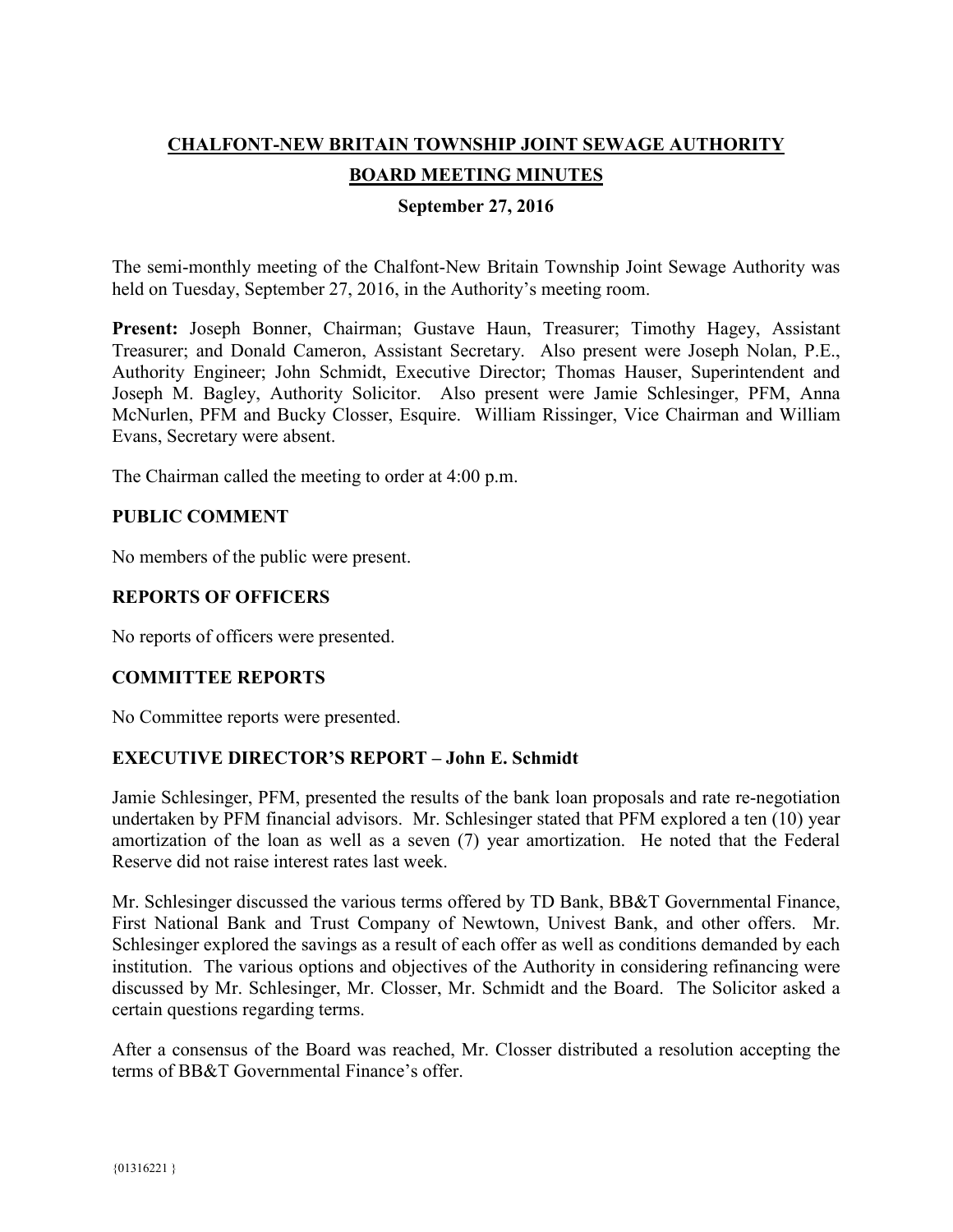# CHALFONT-NEW BRITAIN TOWNSHIP JOINT SEWAGE AUTHORITY

## BOARD MEETING MINUTES

### September 27, 2016

The semi-monthly meeting of the Chalfont-New Britain Township Joint Sewage Authority was held on Tuesday, September 27, 2016, in the Authority's meeting room.

**Present:** Joseph Bonner, Chairman; Gustave Haun, Treasurer; Timothy Hagey, Assistant Treasurer; and Donald Cameron, Assistant Secretary. Also present were Joseph Nolan, P.E., Authority Engineer; John Schmidt, Executive Director; Thomas Hauser, Superintendent and Joseph M. Bagley, Authority Solicitor. Also present were Jamie Schlesinger, PFM, Anna McNurlen, PFM and Bucky Closser, Esquire. William Rissinger, Vice Chairman and William Evans, Secretary were absent.

The Chairman called the meeting to order at 4:00 p.m.

### PUBLIC COMMENT

No members of the public were present.

### REPORTS OF OFFICERS

No reports of officers were presented.

### COMMITTEE REPORTS

No Committee reports were presented.

### EXECUTIVE DIRECTOR'S REPORT – John E. Schmidt

Jamie Schlesinger, PFM, presented the results of the bank loan proposals and rate re-negotiation undertaken by PFM financial advisors. Mr. Schlesinger stated that PFM explored a ten (10) year amortization of the loan as well as a seven (7) year amortization. He noted that the Federal Reserve did not raise interest rates last week.

Mr. Schlesinger discussed the various terms offered by TD Bank, BB&T Governmental Finance, First National Bank and Trust Company of Newtown, Univest Bank, and other offers. Mr. Schlesinger explored the savings as a result of each offer as well as conditions demanded by each institution. The various options and objectives of the Authority in considering refinancing were discussed by Mr. Schlesinger, Mr. Closser, Mr. Schmidt and the Board. The Solicitor asked a certain questions regarding terms.

After a consensus of the Board was reached, Mr. Closser distributed a resolution accepting the terms of BB&T Governmental Finance's offer.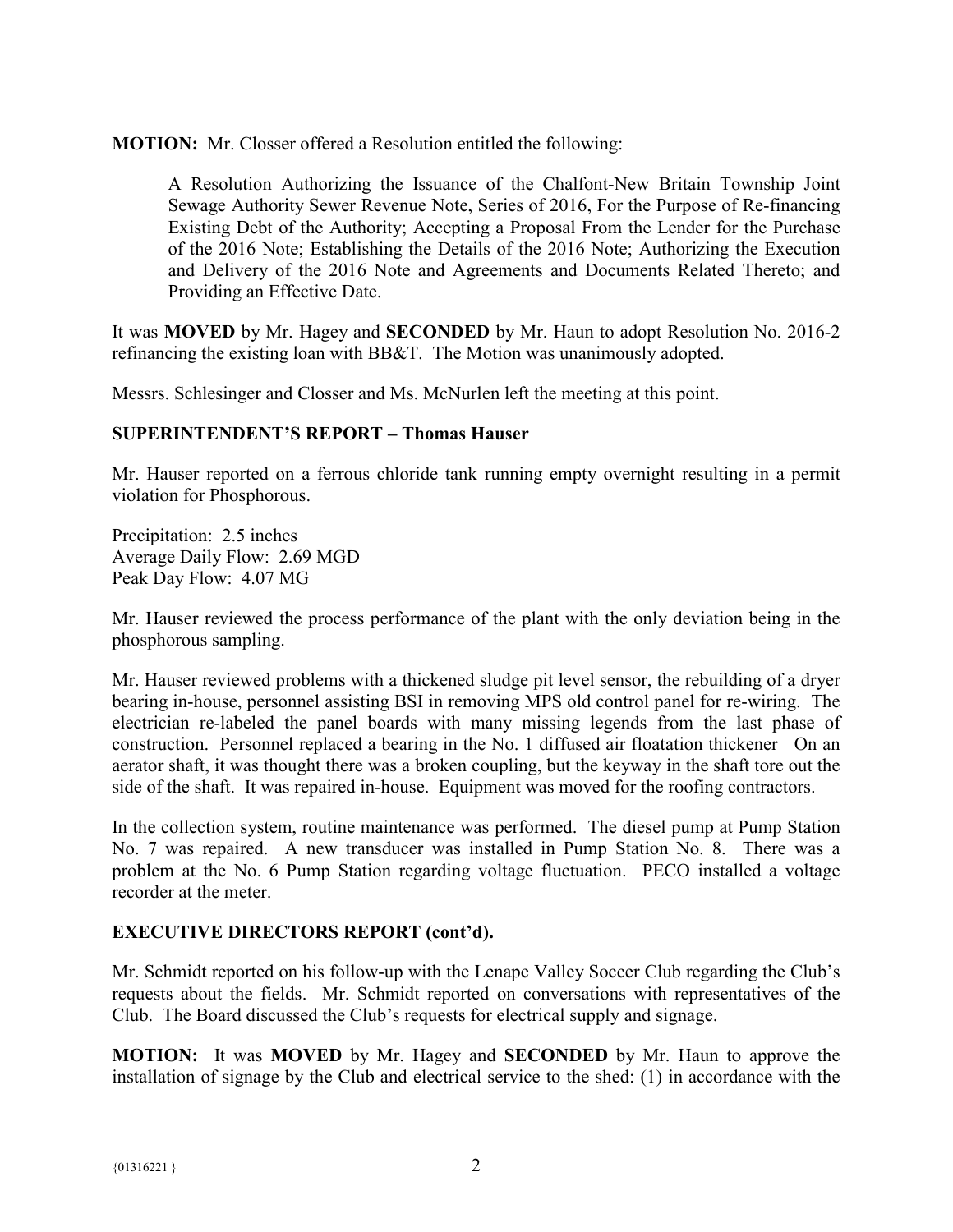**MOTION:** Mr. Closser offered a Resolution entitled the following:

> A Resolution Authorizing the Issuance of the Chalfont-New Britain Township Joint Sewage Authority Sewer Revenue Note, Series of 2016, For the Purpose of Re-financing Existing Debt of the Authority; Accepting a Proposal From the Lender for the Purchase of the 2016 Note; Establishing the Details of the 2016 Note; Authorizing the Execution and Delivery of the 2016 Note and Agreements and Documents Related Thereto; and Providing an Effective Date.

It was **MOVED** by Mr. Hagey and **SECONDED** by Mr. Haun to adopt Resolution No. 2016-2 refinancing the existing loan with BB&T. The Motion was unanimously adopted.

Messrs. Schlesinger and Closser and Ms. McNurlen left the meeting at this point.

**SUPERINTENDENT'S REPORT – Thomas Hauser**

Mr. Hauser reported on a ferrous chloride tank running empty overnight resulting in a permit violation for Phosphorous.

Precipitation: 2.5 inches
Average Daily Flow: 2.69 MGD
Peak Day Flow: 4.07 MG

Mr. Hauser reviewed the process performance of the plant with the only deviation being in the phosphorous sampling.

Mr. Hauser reviewed problems with a thickened sludge pit level sensor, the rebuilding of a dryer bearing in-house, personnel assisting BSI in removing MPS old control panel for re-wiring. The electrician re-labeled the panel boards with many missing legends from the last phase of construction. Personnel replaced a bearing in the No. 1 diffused air floatation thickener On an aerator shaft, it was thought there was a broken coupling, but the keyway in the shaft tore out the side of the shaft. It was repaired in-house. Equipment was moved for the roofing contractors.

In the collection system, routine maintenance was performed. The diesel pump at Pump Station No. 7 was repaired. A new transducer was installed in Pump Station No. 8. There was a problem at the No. 6 Pump Station regarding voltage fluctuation. PECO installed a voltage recorder at the meter.

**EXECUTIVE DIRECTORS REPORT (cont'd).**

Mr. Schmidt reported on his follow-up with the Lenape Valley Soccer Club regarding the Club's requests about the fields. Mr. Schmidt reported on conversations with representatives of the Club. The Board discussed the Club's requests for electrical supply and signage.

**MOTION:** It was **MOVED** by Mr. Hagey and **SECONDED** by Mr. Haun to approve the installation of signage by the Club and electrical service to the shed: (1) in accordance with the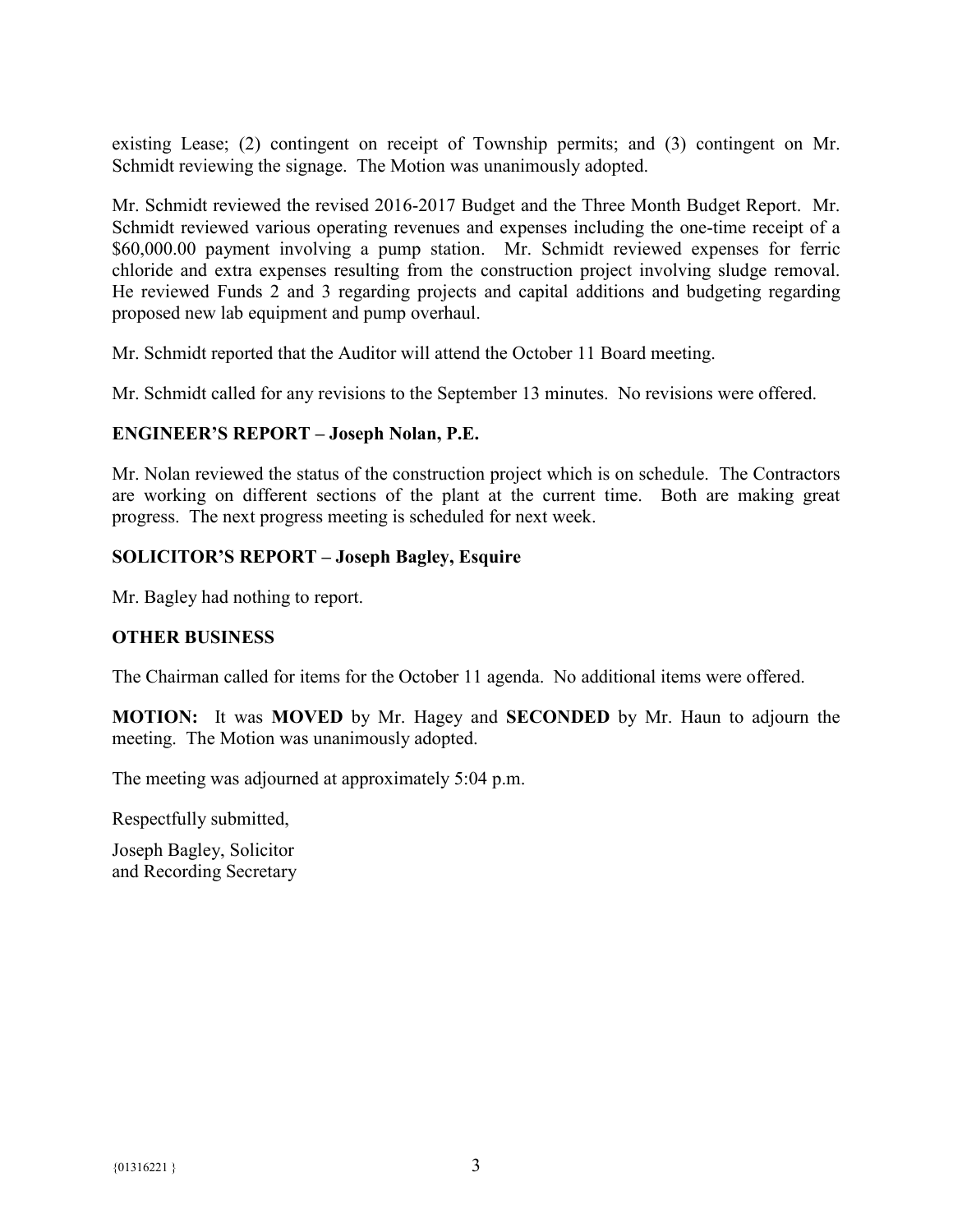existing Lease; (2) contingent on receipt of Township permits; and (3) contingent on Mr. Schmidt reviewing the signage. The Motion was unanimously adopted.

Mr. Schmidt reviewed the revised 2016-2017 Budget and the Three Month Budget Report. Mr. Schmidt reviewed various operating revenues and expenses including the one-time receipt of a $60,000.00 payment involving a pump station. Mr. Schmidt reviewed expenses for ferric chloride and extra expenses resulting from the construction project involving sludge removal. He reviewed Funds 2 and 3 regarding projects and capital additions and budgeting regarding proposed new lab equipment and pump overhaul.

Mr. Schmidt reported that the Auditor will attend the October 11 Board meeting.

Mr. Schmidt called for any revisions to the September 13 minutes. No revisions were offered.

**ENGINEER'S REPORT – Joseph Nolan, P.E.**

Mr. Nolan reviewed the status of the construction project which is on schedule. The Contractors are working on different sections of the plant at the current time. Both are making great progress. The next progress meeting is scheduled for next week.

**SOLICITOR'S REPORT – Joseph Bagley, Esquire**

Mr. Bagley had nothing to report.

**OTHER BUSINESS**

The Chairman called for items for the October 11 agenda. No additional items were offered.

**MOTION:** It was **MOVED** by Mr. Hagey and **SECONDED** by Mr. Haun to adjourn the meeting. The Motion was unanimously adopted.

The meeting was adjourned at approximately 5:04 p.m.

Respectfully submitted,

Joseph Bagley, Solicitor
and Recording Secretary

{01316221 }